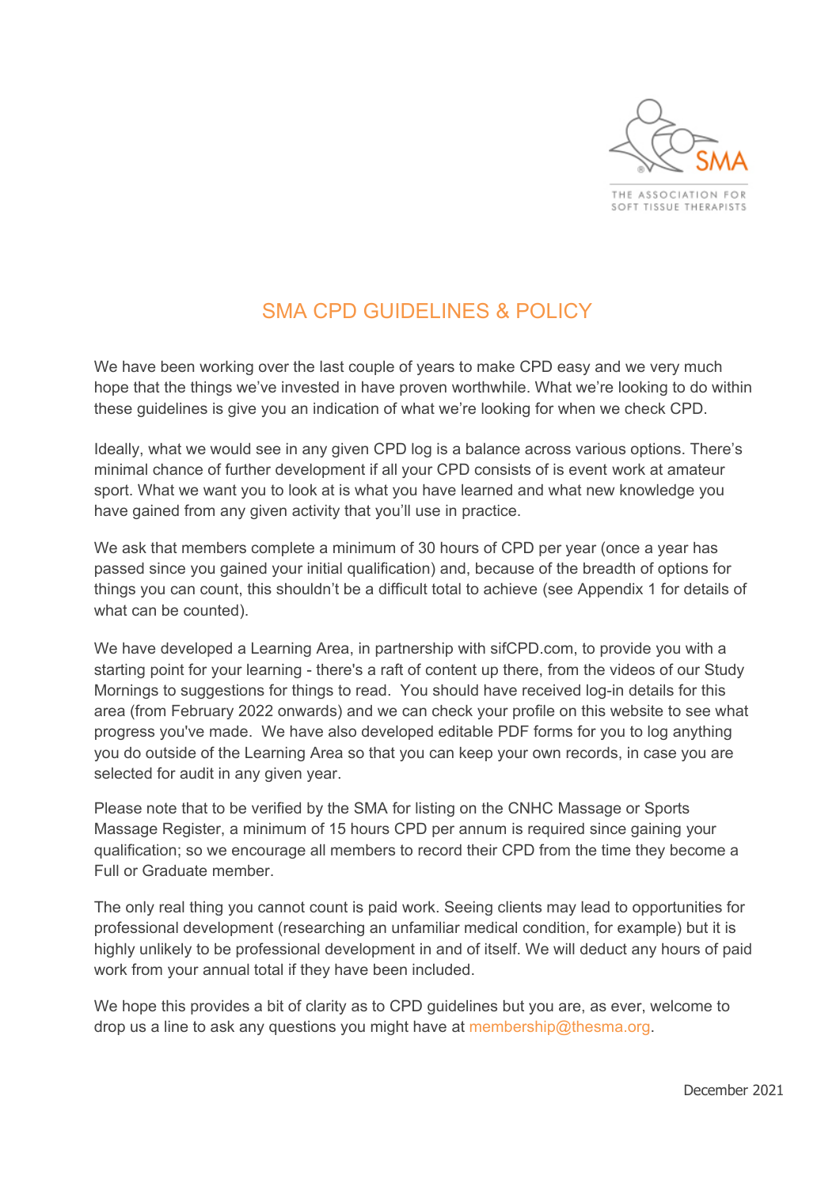# SMA CPD GUIDELINES & POLICY

We have been working over the last couple of years to make CPD easy and we very much hope that the things we've invested in have proven worthwhile. What we're looking to do within these guidelines is give you an indication of what we're looking for when we check CPD.

Ideally, what we would see in any given CPD log is a balance across various options. There's minimal chance of further development if all your CPD consists of is event work at amateur sport. What we want you to look at is what you have learned and what new knowledge you have gained from any given activity that you'll use in practice.

We ask that members complete a minimum of 30 hours of CPD per year (once a year has passed since you gained your initial qualification) and, because of the breadth of options for things you can count, this shouldn't be a difficult total to achieve (see Appendix 1 for details of what can be counted).

We have developed a Learning Area, in partnership with sifCPD.com, to provide you with a starting point for your learning - there's a raft of content up there, from the videos of our Study Mornings to suggestions for things to read. You should have received log-in details for this area (from February 2022 onwards) and we can check your profile on this website to see what progress you've made. We have also developed editable PDF forms for you to log anything you do outside of the Learning Area so that you can keep your own records, in case you are selected for audit in any given year.

Please note that to be verified by the SMA for listing on the CNHC Massage or Sports Massage Register, a minimum of 15 hours CPD per annum is required since gaining your qualification; so we encourage all members to record their CPD from the time they become a Full or Graduate member.

The only real thing you cannot count is paid work. Seeing clients may lead to opportunities for professional development (researching an unfamiliar medical condition, for example) but it is highly unlikely to be professional development in and of itself. We will deduct any hours of paid work from your annual total if they have been included.

We hope this provides a bit of clarity as to CPD guidelines but you are, as ever, welcome to drop us a line to ask any questions you might have at membership@thesma.org.

December 2021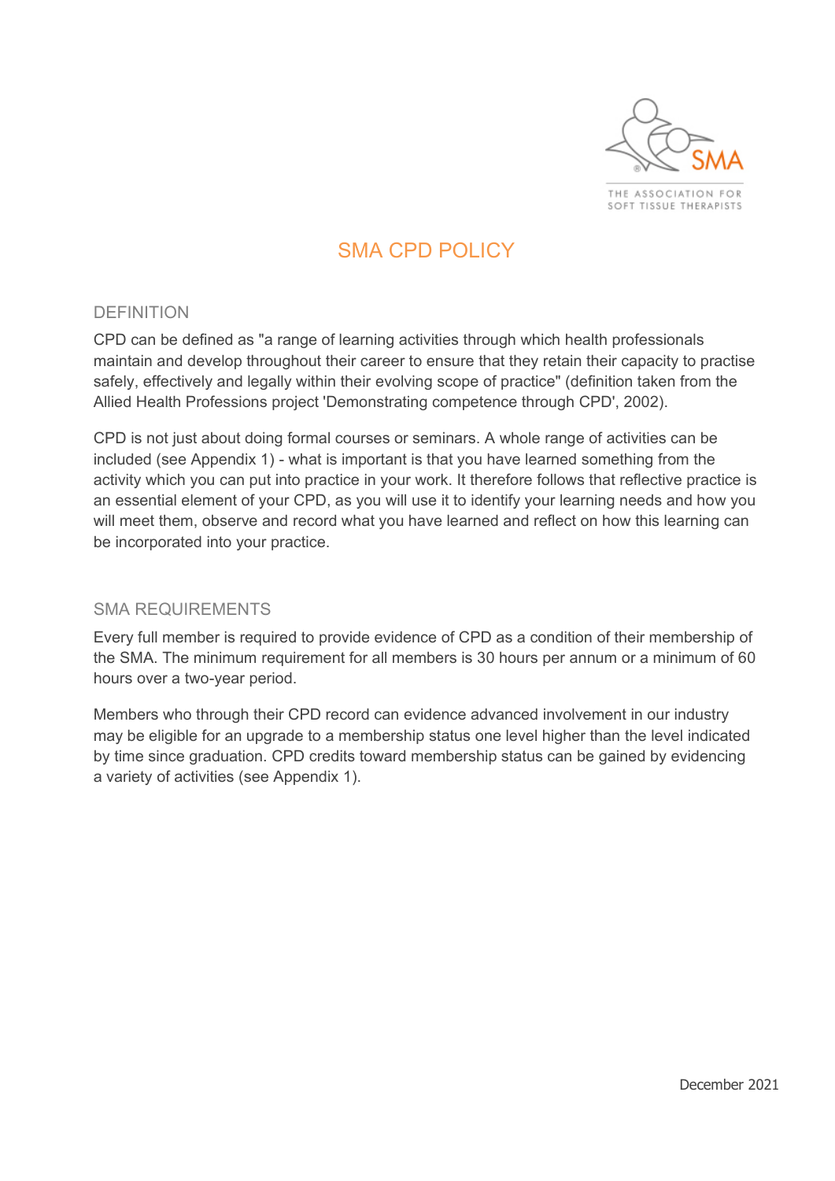# SMA CPD POLICY

## DEFINITION

CPD can be defined as "a range of learning activities through which health professionals maintain and develop throughout their career to ensure that they retain their capacity to practise safely, effectively and legally within their evolving scope of practice" (definition taken from the Allied Health Professions project 'Demonstrating competence through CPD', 2002).

CPD is not just about doing formal courses or seminars. A whole range of activities can be included (see Appendix 1) - what is important is that you have learned something from the activity which you can put into practice in your work. It therefore follows that reflective practice is an essential element of your CPD, as you will use it to identify your learning needs and how you will meet them, observe and record what you have learned and reflect on how this learning can be incorporated into your practice.

## SMA REQUIREMENTS

Every full member is required to provide evidence of CPD as a condition of their membership of the SMA. The minimum requirement for all members is 30 hours per annum or a minimum of 60 hours over a two-year period.

Members who through their CPD record can evidence advanced involvement in our industry may be eligible for an upgrade to a membership status one level higher than the level indicated by time since graduation. CPD credits toward membership status can be gained by evidencing a variety of activities (see Appendix 1).

December 2021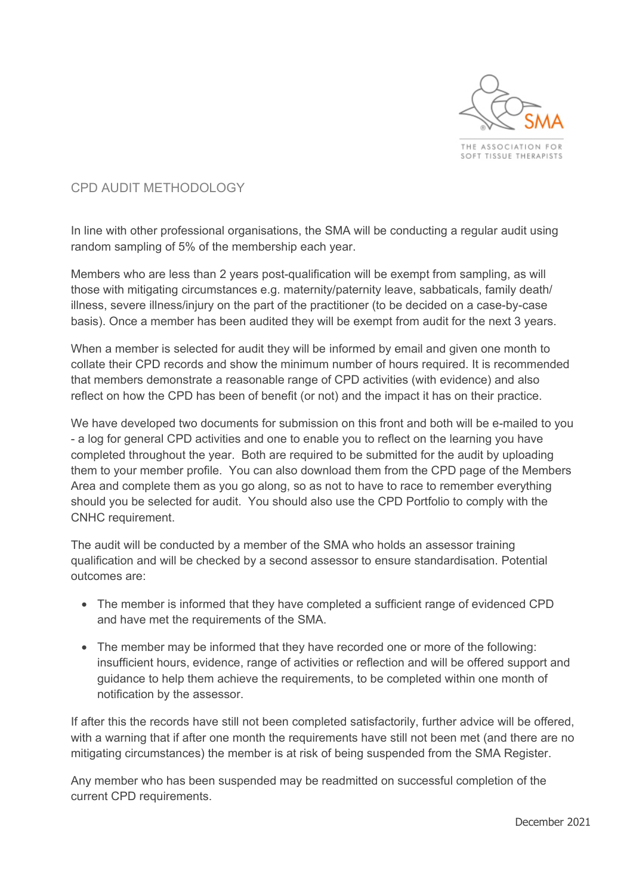## CPD AUDIT METHODOLOGY

In line with other professional organisations, the SMA will be conducting a regular audit using random sampling of 5% of the membership each year.

Members who are less than 2 years post-qualification will be exempt from sampling, as will those with mitigating circumstances e.g. maternity/paternity leave, sabbaticals, family death/ illness, severe illness/injury on the part of the practitioner (to be decided on a case-by-case basis). Once a member has been audited they will be exempt from audit for the next 3 years.

When a member is selected for audit they will be informed by email and given one month to collate their CPD records and show the minimum number of hours required. It is recommended that members demonstrate a reasonable range of CPD activities (with evidence) and also reflect on how the CPD has been of benefit (or not) and the impact it has on their practice.

We have developed two documents for submission on this front and both will be e-mailed to you - a log for general CPD activities and one to enable you to reflect on the learning you have completed throughout the year. Both are required to be submitted for the audit by uploading them to your member profile. You can also download them from the CPD page of the Members Area and complete them as you go along, so as not to have to race to remember everything should you be selected for audit. You should also use the CPD Portfolio to comply with the CNHC requirement.

The audit will be conducted by a member of the SMA who holds an assessor training qualification and will be checked by a second assessor to ensure standardisation. Potential outcomes are:

- The member is informed that they have completed a sufficient range of evidenced CPD and have met the requirements of the SMA.
- The member may be informed that they have recorded one or more of the following: insufficient hours, evidence, range of activities or reflection and will be offered support and guidance to help them achieve the requirements, to be completed within one month of notification by the assessor.

If after this the records have still not been completed satisfactorily, further advice will be offered, with a warning that if after one month the requirements have still not been met (and there are no mitigating circumstances) the member is at risk of being suspended from the SMA Register.

Any member who has been suspended may be readmitted on successful completion of the current CPD requirements.

December 2021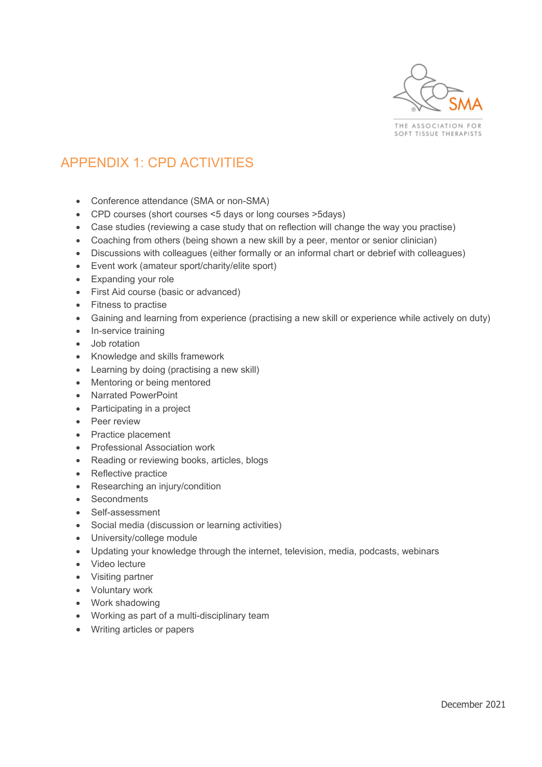# APPENDIX 1: CPD ACTIVITIES

- Conference attendance (SMA or non-SMA)
- CPD courses (short courses <5 days or long courses >5days)
- Case studies (reviewing a case study that on reflection will change the way you practise)
- Coaching from others (being shown a new skill by a peer, mentor or senior clinician)
- Discussions with colleagues (either formally or an informal chart or debrief with colleagues)
- Event work (amateur sport/charity/elite sport)
- Expanding your role
- First Aid course (basic or advanced)
- Fitness to practise
- Gaining and learning from experience (practising a new skill or experience while actively on duty)
- In-service training
- Job rotation
- Knowledge and skills framework
- Learning by doing (practising a new skill)
- Mentoring or being mentored
- Narrated PowerPoint
- Participating in a project
- Peer review
- Practice placement
- Professional Association work
- Reading or reviewing books, articles, blogs
- Reflective practice
- Researching an injury/condition
- Secondments
- Self-assessment
- Social media (discussion or learning activities)
- University/college module
- Updating your knowledge through the internet, television, media, podcasts, webinars
- Video lecture
- Visiting partner
- Voluntary work
- Work shadowing
- Working as part of a multi-disciplinary team
- Writing articles or papers

December 2021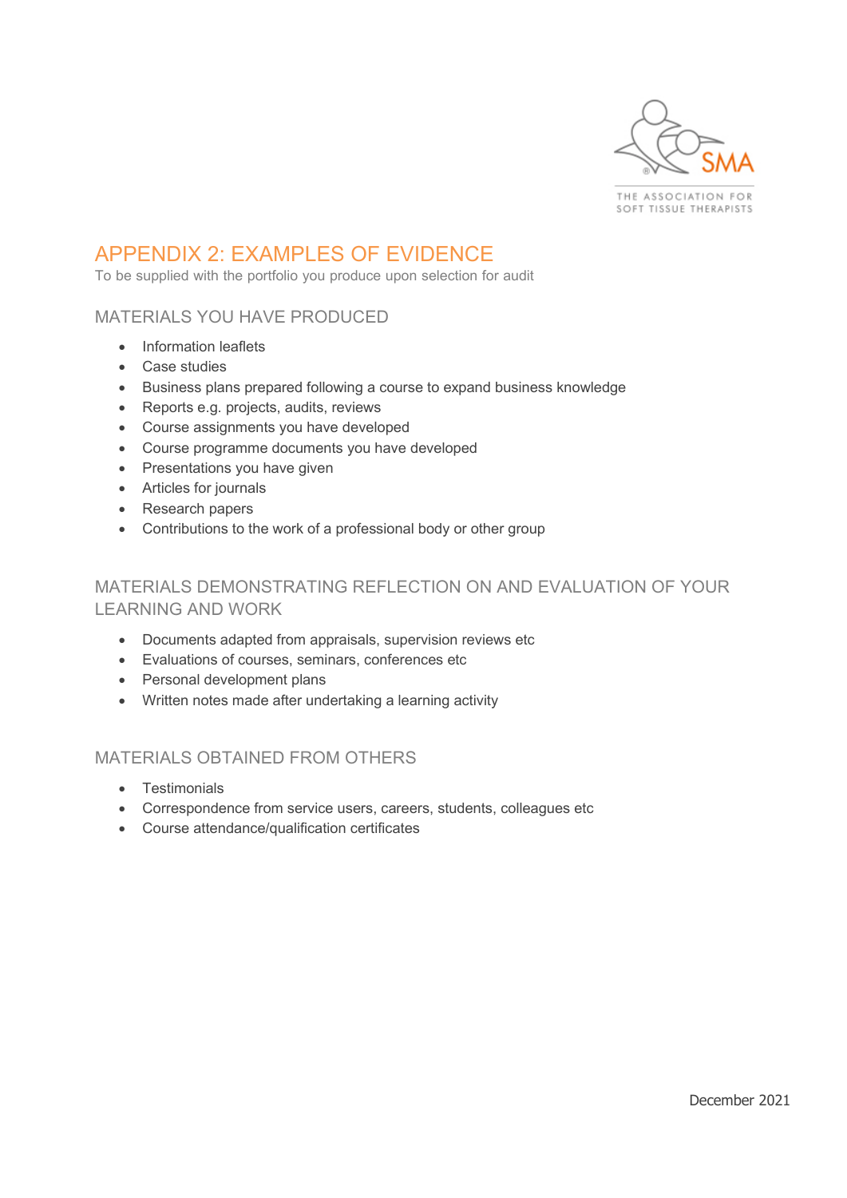# APPENDIX 2: EXAMPLES OF EVIDENCE

To be supplied with the portfolio you produce upon selection for audit

## MATERIALS YOU HAVE PRODUCED

- Information leaflets
- Case studies
- Business plans prepared following a course to expand business knowledge
- Reports e.g. projects, audits, reviews
- Course assignments you have developed
- Course programme documents you have developed
- Presentations you have given
- Articles for journals
- Research papers
- Contributions to the work of a professional body or other group

## MATERIALS DEMONSTRATING REFLECTION ON AND EVALUATION OF YOUR LEARNING AND WORK

- Documents adapted from appraisals, supervision reviews etc
- Evaluations of courses, seminars, conferences etc
- Personal development plans
- Written notes made after undertaking a learning activity

## MATERIALS OBTAINED FROM OTHERS

- Testimonials
- Correspondence from service users, careers, students, colleagues etc
- Course attendance/qualification certificates

December 2021